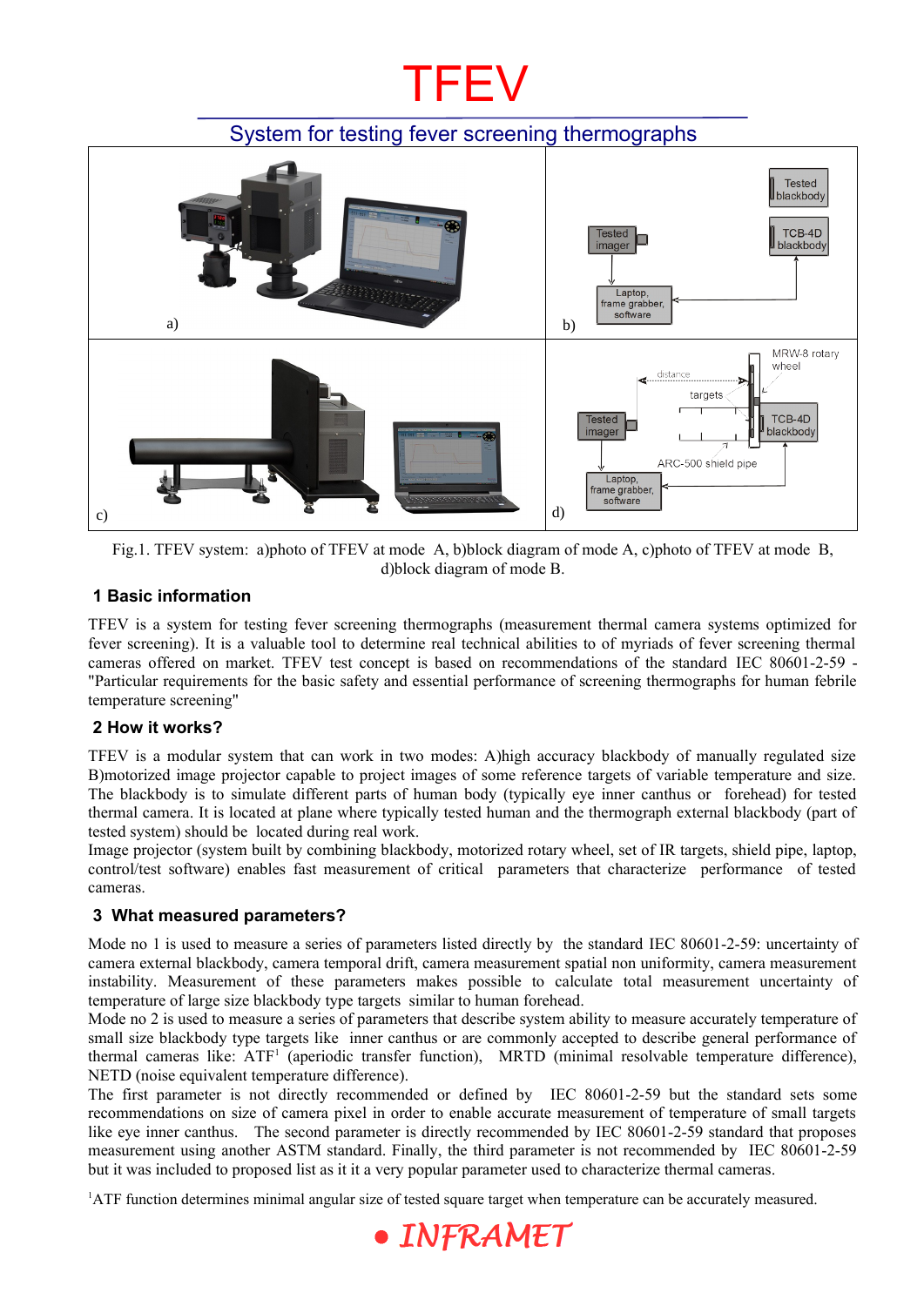# TFEV

## System for testing fever screening thermographs

Fig.1. TFEV system: a)photo of TFEV at mode A, b)block diagram of mode A, c)photo of TFEV at mode B, d)block diagram of mode B.

### 1 Basic information

TFEV is a system for testing fever screening thermographs (measurement thermal camera systems optimized for fever screening). It is a valuable tool to determine real technical abilities to of myriads of fever screening thermal cameras offered on market. TFEV test concept is based on recommendations of the standard IEC 80601-2-59 - "Particular requirements for the basic safety and essential performance of screening thermographs for human febrile temperature screening"

### 2 How it works?

TFEV is a modular system that can work in two modes: A)high accuracy blackbody of manually regulated size B)motorized image projector capable to project images of some reference targets of variable temperature and size. The blackbody is to simulate different parts of human body (typically eye inner canthus or forehead) for tested thermal camera. It is located at plane where typically tested human and the thermograph external blackbody (part of tested system) should be located during real work.

Image projector (system built by combining blackbody, motorized rotary wheel, set of IR targets, shield pipe, laptop, control/test software) enables fast measurement of critical parameters that characterize performance of tested cameras.

### 3 What measured parameters?

Mode no 1 is used to measure a series of parameters listed directly by the standard IEC 80601-2-59: uncertainty of camera external blackbody, camera temporal drift, camera measurement spatial non uniformity, camera measurement instability. Measurement of these parameters makes possible to calculate total measurement uncertainty of temperature of large size blackbody type targets similar to human forehead.

Mode no 2 is used to measure a series of parameters that describe system ability to measure accurately temperature of small size blackbody type targets like inner canthus or are commonly accepted to describe general performance of thermal cameras like: ATF[1] (aperiodic transfer function), MRTD (minimal resolvable temperature difference), NETD (noise equivalent temperature difference).

The first parameter is not directly recommended or defined by IEC 80601-2-59 but the standard sets some recommendations on size of camera pixel in order to enable accurate measurement of temperature of small targets like eye inner canthus. The second parameter is directly recommended by IEC 80601-2-59 standard that proposes measurement using another ASTM standard. Finally, the third parameter is not recommended by IEC 80601-2-59 but it was included to proposed list as it it a very popular parameter used to characterize thermal cameras.

[1]ATF function determines minimal angular size of tested square target when temperature can be accurately measured.

INFRAMET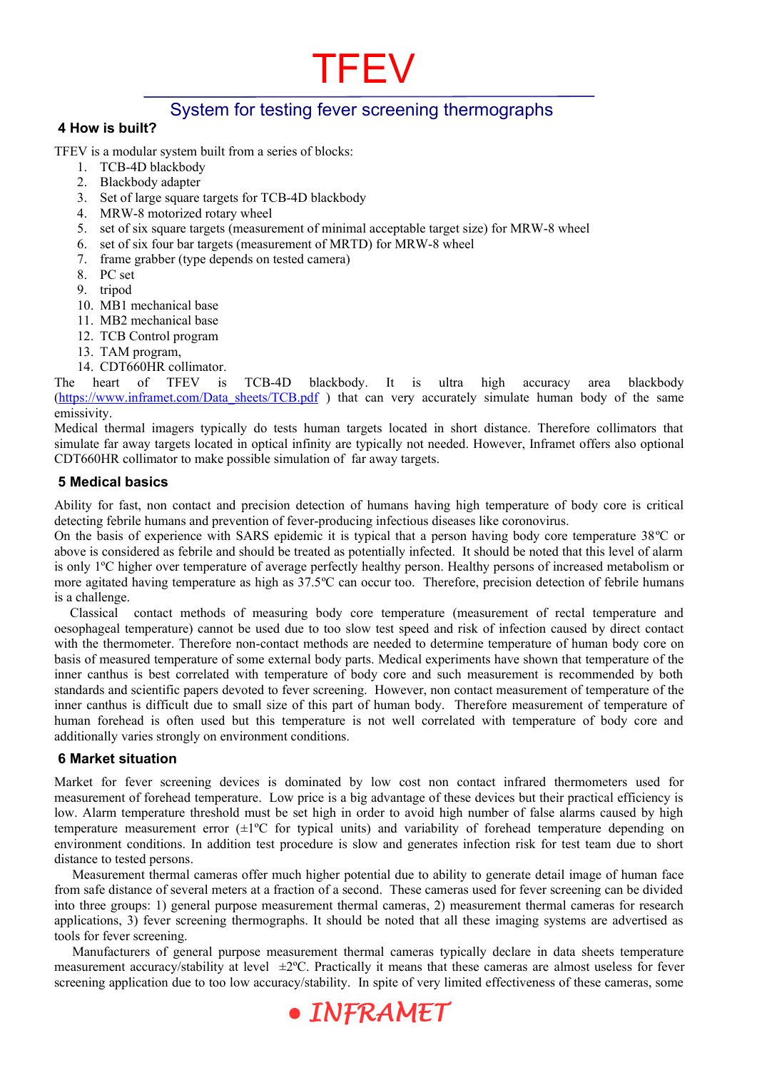## 4 How is built?

TFEV is a modular system built from a series of blocks:

1. TCB-4D blackbody
2. Blackbody adapter
3. Set of large square targets for TCB-4D blackbody
4. MRW-8 motorized rotary wheel
5. set of six square targets (measurement of minimal acceptable target size) for MRW-8 wheel
6. set of six four bar targets (measurement of MRTD) for MRW-8 wheel
7. frame grabber (type depends on tested camera)
8. PC set
9. tripod
10. MB1 mechanical base
11. MB2 mechanical base
12. TCB Control program
13. TAM program,
14. CDT660HR collimator.

The heart of TFEV is TCB-4D blackbody. It is ultra high accuracy area blackbody (https://www.inframet.com/Data_sheets/TCB.pdf ) that can very accurately simulate human body of the same emissivity.

Medical thermal imagers typically do tests human targets located in short distance. Therefore collimators that simulate far away targets located in optical infinity are typically not needed. However, Inframet offers also optional CDT660HR collimator to make possible simulation of far away targets.

## 5 Medical basics

Ability for fast, non contact and precision detection of humans having high temperature of body core is critical detecting febrile humans and prevention of fever-producing infectious diseases like coronovirus.

On the basis of experience with SARS epidemic it is typical that a person having body core temperature 38ºC or above is considered as febrile and should be treated as potentially infected. It should be noted that this level of alarm is only 1ºC higher over temperature of average perfectly healthy person. Healthy persons of increased metabolism or more agitated having temperature as high as 37.5ºC can occur too. Therefore, precision detection of febrile humans is a challenge.

Classical contact methods of measuring body core temperature (measurement of rectal temperature and oesophageal temperature) cannot be used due to too slow test speed and risk of infection caused by direct contact with the thermometer. Therefore non-contact methods are needed to determine temperature of human body core on basis of measured temperature of some external body parts. Medical experiments have shown that temperature of the inner canthus is best correlated with temperature of body core and such measurement is recommended by both standards and scientific papers devoted to fever screening. However, non contact measurement of temperature of the inner canthus is difficult due to small size of this part of human body. Therefore measurement of temperature of human forehead is often used but this temperature is not well correlated with temperature of body core and additionally varies strongly on environment conditions.

## 6 Market situation

Market for fever screening devices is dominated by low cost non contact infrared thermometers used for measurement of forehead temperature. Low price is a big advantage of these devices but their practical efficiency is low. Alarm temperature threshold must be set high in order to avoid high number of false alarms caused by high temperature measurement error (±1ºC for typical units) and variability of forehead temperature depending on environment conditions. In addition test procedure is slow and generates infection risk for test team due to short distance to tested persons.

Measurement thermal cameras offer much higher potential due to ability to generate detail image of human face from safe distance of several meters at a fraction of a second. These cameras used for fever screening can be divided into three groups: 1) general purpose measurement thermal cameras, 2) measurement thermal cameras for research applications, 3) fever screening thermographs. It should be noted that all these imaging systems are advertised as tools for fever screening.

Manufacturers of general purpose measurement thermal cameras typically declare in data sheets temperature measurement accuracy/stability at level ±2ºC. Practically it means that these cameras are almost useless for fever screening application due to too low accuracy/stability. In spite of very limited effectiveness of these cameras, some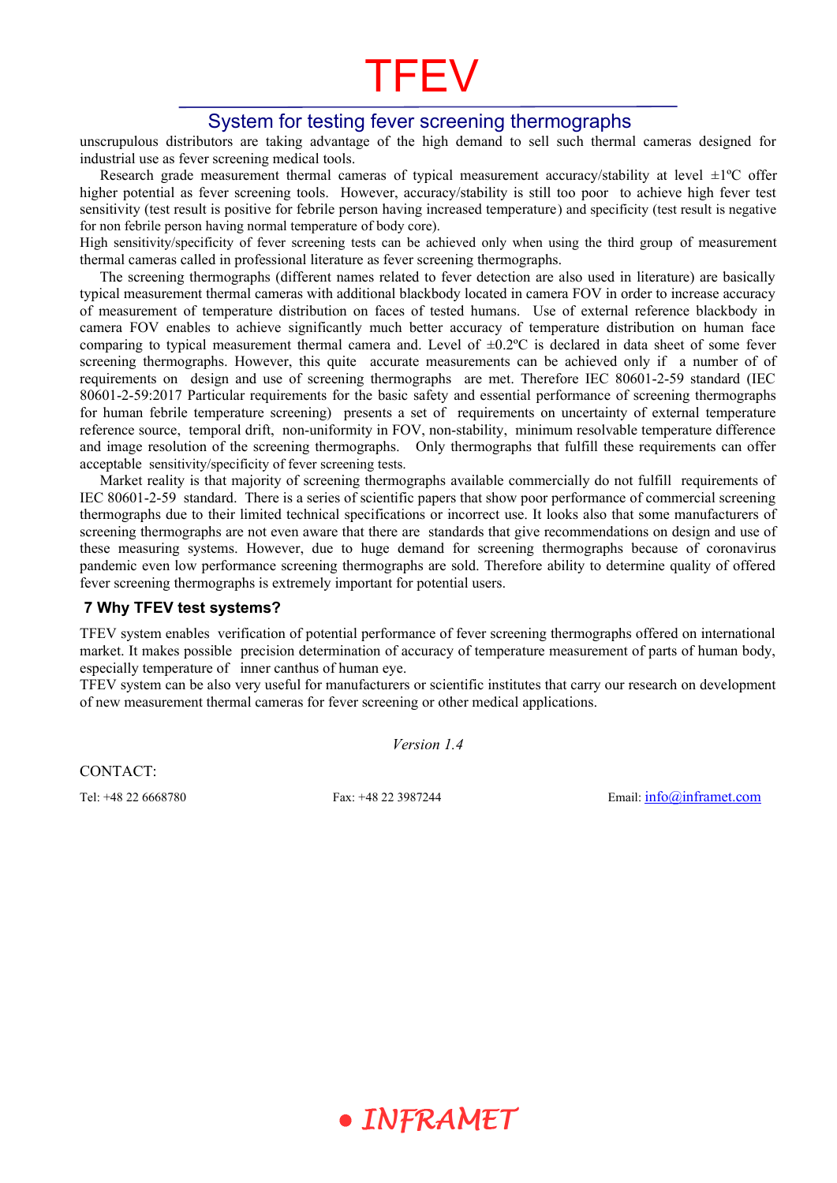unscrupulous distributors are taking advantage of the high demand to sell such thermal cameras designed for industrial use as fever screening medical tools.

Research grade measurement thermal cameras of typical measurement accuracy/stability at level ±1ºC offer higher potential as fever screening tools. However, accuracy/stability is still too poor to achieve high fever test sensitivity (test result is positive for febrile person having increased temperature) and specificity (test result is negative for non febrile person having normal temperature of body core).

High sensitivity/specificity of fever screening tests can be achieved only when using the third group of measurement thermal cameras called in professional literature as fever screening thermographs.

The screening thermographs (different names related to fever detection are also used in literature) are basically typical measurement thermal cameras with additional blackbody located in camera FOV in order to increase accuracy of measurement of temperature distribution on faces of tested humans. Use of external reference blackbody in camera FOV enables to achieve significantly much better accuracy of temperature distribution on human face comparing to typical measurement thermal camera and. Level of ±0.2ºC is declared in data sheet of some fever screening thermographs. However, this quite accurate measurements can be achieved only if a number of of requirements on design and use of screening thermographs are met. Therefore IEC 80601-2-59 standard (IEC 80601-2-59:2017 Particular requirements for the basic safety and essential performance of screening thermographs for human febrile temperature screening) presents a set of requirements on uncertainty of external temperature reference source, temporal drift, non-uniformity in FOV, non-stability, minimum resolvable temperature difference and image resolution of the screening thermographs. Only thermographs that fulfill these requirements can offer acceptable sensitivity/specificity of fever screening tests.

Market reality is that majority of screening thermographs available commercially do not fulfill requirements of IEC 80601-2-59 standard. There is a series of scientific papers that show poor performance of commercial screening thermographs due to their limited technical specifications or incorrect use. It looks also that some manufacturers of screening thermographs are not even aware that there are standards that give recommendations on design and use of these measuring systems. However, due to huge demand for screening thermographs because of coronavirus pandemic even low performance screening thermographs are sold. Therefore ability to determine quality of offered fever screening thermographs is extremely important for potential users.

## 7 Why TFEV test systems?

TFEV system enables verification of potential performance of fever screening thermographs offered on international market. It makes possible precision determination of accuracy of temperature measurement of parts of human body, especially temperature of inner canthus of human eye.

TFEV system can be also very useful for manufacturers or scientific institutes that carry our research on development of new measurement thermal cameras for fever screening or other medical applications.

*Version 1.4*

CONTACT:

Tel: +48 22 6668780 Fax: +48 22 3987244 Email: info@inframet.com